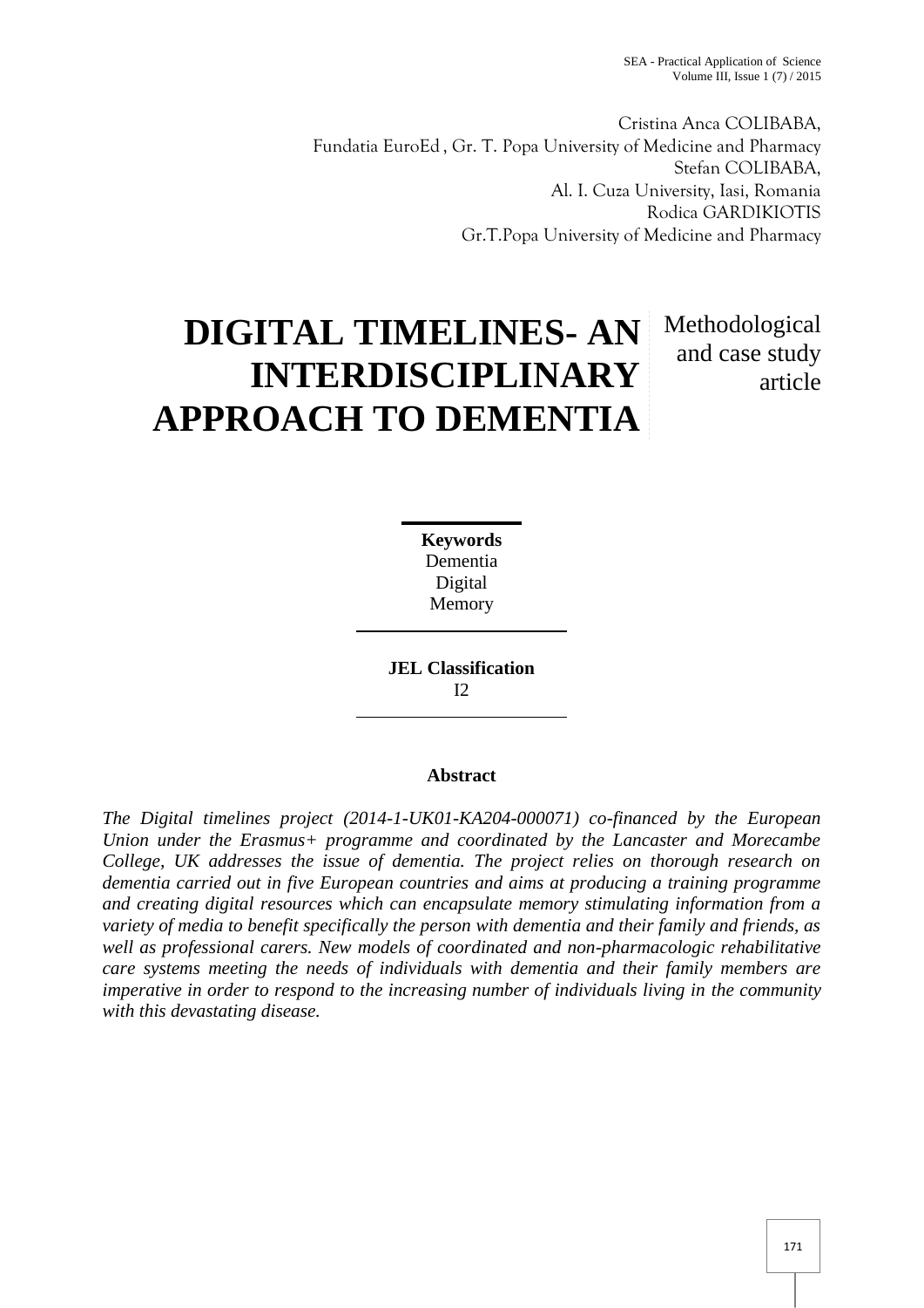Cristina Anca COLIBABA,
Fundatia EuroEd , Gr. T. Popa University of Medicine and Pharmacy
Stefan COLIBABA,
Al. I. Cuza University, Iasi, Romania
Rodica GARDIKIOTIS
Gr.T.Popa University of Medicine and Pharmacy

# DIGITAL TIMELINES- AN INTERDISCIPLINARY APPROACH TO DEMENTIA

Methodological and case study article

**Keywords**
Dementia
Digital
Memory

**JEL Classification**
I2

## Abstract

*The Digital timelines project (2014-1-UK01-KA204-000071) co-financed by the European Union under the Erasmus+ programme and coordinated by the Lancaster and Morecambe College, UK addresses the issue of dementia. The project relies on thorough research on dementia carried out in five European countries and aims at producing a training programme and creating digital resources which can encapsulate memory stimulating information from a variety of media to benefit specifically the person with dementia and their family and friends, as well as professional carers. New models of coordinated and non-pharmacologic rehabilitative care systems meeting the needs of individuals with dementia and their family members are imperative in order to respond to the increasing number of individuals living in the community with this devastating disease.*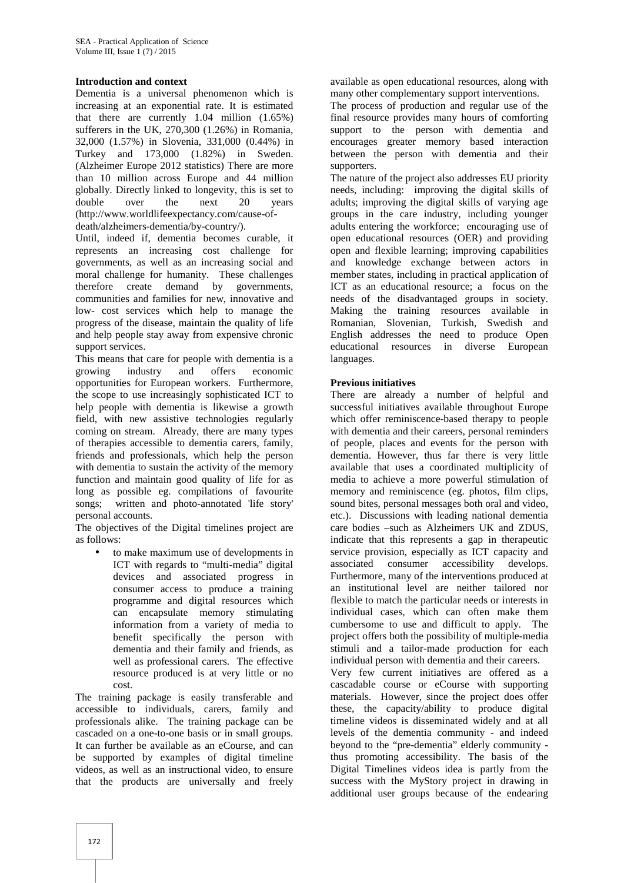**Introduction and context**

Dementia is a universal phenomenon which is increasing at an exponential rate. It is estimated that there are currently 1.04 million (1.65%) sufferers in the UK, 270,300 (1.26%) in Romania, 32,000 (1.57%) in Slovenia, 331,000 (0.44%) in Turkey and 173,000 (1.82%) in Sweden. (Alzheimer Europe 2012 statistics) There are more than 10 million across Europe and 44 million globally. Directly linked to longevity, this is set to double over the next 20 years (http://www.worldlifeexpectancy.com/cause-of-death/alzheimers-dementia/by-country/).

Until, indeed if, dementia becomes curable, it represents an increasing cost challenge for governments, as well as an increasing social and moral challenge for humanity. These challenges therefore create demand by governments, communities and families for new, innovative and low- cost services which help to manage the progress of the disease, maintain the quality of life and help people stay away from expensive chronic support services.

This means that care for people with dementia is a growing industry and offers economic opportunities for European workers. Furthermore, the scope to use increasingly sophisticated ICT to help people with dementia is likewise a growth field, with new assistive technologies regularly coming on stream. Already, there are many types of therapies accessible to dementia carers, family, friends and professionals, which help the person with dementia to sustain the activity of the memory function and maintain good quality of life for as long as possible eg. compilations of favourite songs; written and photo-annotated 'life story' personal accounts.

The objectives of the Digital timelines project are as follows:

- to make maximum use of developments in ICT with regards to "multi-media" digital devices and associated progress in consumer access to produce a training programme and digital resources which can encapsulate memory stimulating information from a variety of media to benefit specifically the person with dementia and their family and friends, as well as professional carers. The effective resource produced is at very little or no cost.

The training package is easily transferable and accessible to individuals, carers, family and professionals alike. The training package can be cascaded on a one-to-one basis or in small groups. It can further be available as an eCourse, and can be supported by examples of digital timeline videos, as well as an instructional video, to ensure that the products are universally and freely available as open educational resources, along with many other complementary support interventions.

The process of production and regular use of the final resource provides many hours of comforting support to the person with dementia and encourages greater memory based interaction between the person with dementia and their supporters.

The nature of the project also addresses EU priority needs, including: improving the digital skills of adults; improving the digital skills of varying age groups in the care industry, including younger adults entering the workforce; encouraging use of open educational resources (OER) and providing open and flexible learning; improving capabilities and knowledge exchange between actors in member states, including in practical application of ICT as an educational resource; a focus on the needs of the disadvantaged groups in society. Making the training resources available in Romanian, Slovenian, Turkish, Swedish and English addresses the need to produce Open educational resources in diverse European languages.

**Previous initiatives**

There are already a number of helpful and successful initiatives available throughout Europe which offer reminiscence-based therapy to people with dementia and their careers, personal reminders of people, places and events for the person with dementia. However, thus far there is very little available that uses a coordinated multiplicity of media to achieve a more powerful stimulation of memory and reminiscence (eg. photos, film clips, sound bites, personal messages both oral and video, etc.). Discussions with leading national dementia care bodies –such as Alzheimers UK and ZDUS, indicate that this represents a gap in therapeutic service provision, especially as ICT capacity and associated consumer accessibility develops. Furthermore, many of the interventions produced at an institutional level are neither tailored nor flexible to match the particular needs or interests in individual cases, which can often make them cumbersome to use and difficult to apply. The project offers both the possibility of multiple-media stimuli and a tailor-made production for each individual person with dementia and their careers.

Very few current initiatives are offered as a cascadable course or eCourse with supporting materials. However, since the project does offer these, the capacity/ability to produce digital timeline videos is disseminated widely and at all levels of the dementia community - and indeed beyond to the "pre-dementia" elderly community - thus promoting accessibility. The basis of the Digital Timelines videos idea is partly from the success with the MyStory project in drawing in additional user groups because of the endearing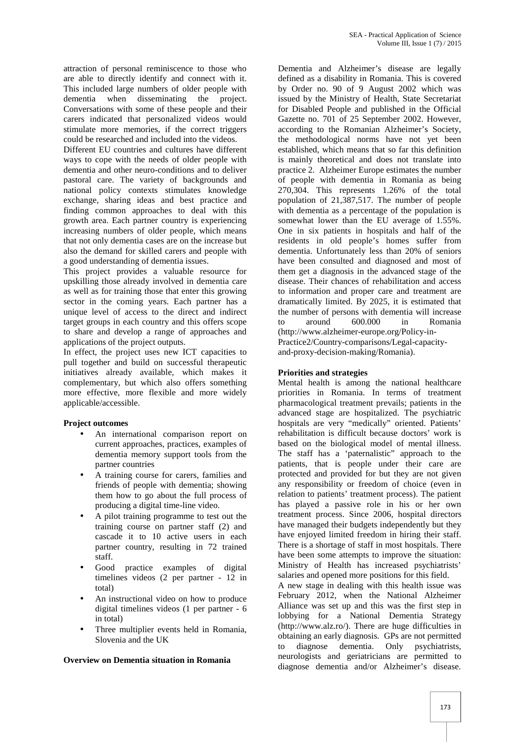attraction of personal reminiscence to those who are able to directly identify and connect with it. This included large numbers of older people with dementia when disseminating the project. Conversations with some of these people and their carers indicated that personalized videos would stimulate more memories, if the correct triggers could be researched and included into the videos.

Different EU countries and cultures have different ways to cope with the needs of older people with dementia and other neuro-conditions and to deliver pastoral care. The variety of backgrounds and national policy contexts stimulates knowledge exchange, sharing ideas and best practice and finding common approaches to deal with this growth area. Each partner country is experiencing increasing numbers of older people, which means that not only dementia cases are on the increase but also the demand for skilled carers and people with a good understanding of dementia issues.

This project provides a valuable resource for upskilling those already involved in dementia care as well as for training those that enter this growing sector in the coming years. Each partner has a unique level of access to the direct and indirect target groups in each country and this offers scope to share and develop a range of approaches and applications of the project outputs.

In effect, the project uses new ICT capacities to pull together and build on successful therapeutic initiatives already available, which makes it complementary, but which also offers something more effective, more flexible and more widely applicable/accessible.

**Project outcomes**

- An international comparison report on current approaches, practices, examples of dementia memory support tools from the partner countries
- A training course for carers, families and friends of people with dementia; showing them how to go about the full process of producing a digital time-line video.
- A pilot training programme to test out the training course on partner staff (2) and cascade it to 10 active users in each partner country, resulting in 72 trained staff.
- Good practice examples of digital timelines videos (2 per partner - 12 in total)
- An instructional video on how to produce digital timelines videos (1 per partner - 6 in total)
- Three multiplier events held in Romania, Slovenia and the UK

**Overview on Dementia situation in Romania**

Dementia and Alzheimer's disease are legally defined as a disability in Romania. This is covered by Order no. 90 of 9 August 2002 which was issued by the Ministry of Health, State Secretariat for Disabled People and published in the Official Gazette no. 701 of 25 September 2002. However, according to the Romanian Alzheimer's Society, the methodological norms have not yet been established, which means that so far this definition is mainly theoretical and does not translate into practice 2. Alzheimer Europe estimates the number of people with dementia in Romania as being 270,304. This represents 1.26% of the total population of 21,387,517. The number of people with dementia as a percentage of the population is somewhat lower than the EU average of 1.55%. One in six patients in hospitals and half of the residents in old people's homes suffer from dementia. Unfortunately less than 20% of seniors have been consulted and diagnosed and most of them get a diagnosis in the advanced stage of the disease. Their chances of rehabilitation and access to information and proper care and treatment are dramatically limited. By 2025, it is estimated that the number of persons with dementia will increase to around 600.000 in Romania (http://www.alzheimer-europe.org/Policy-in-Practice2/Country-comparisons/Legal-capacity-and-proxy-decision-making/Romania).

**Priorities and strategies**

Mental health is among the national healthcare priorities in Romania. In terms of treatment pharmacological treatment prevails; patients in the advanced stage are hospitalized. The psychiatric hospitals are very "medically" oriented. Patients' rehabilitation is difficult because doctors' work is based on the biological model of mental illness. The staff has a 'paternalistic" approach to the patients, that is people under their care are protected and provided for but they are not given any responsibility or freedom of choice (even in relation to patients' treatment process). The patient has played a passive role in his or her own treatment process. Since 2006, hospital directors have managed their budgets independently but they have enjoyed limited freedom in hiring their staff. There is a shortage of staff in most hospitals. There have been some attempts to improve the situation: Ministry of Health has increased psychiatrists' salaries and opened more positions for this field.

A new stage in dealing with this health issue was February 2012, when the National Alzheimer Alliance was set up and this was the first step in lobbying for a National Dementia Strategy (http://www.alz.ro/). There are huge difficulties in obtaining an early diagnosis. GPs are not permitted to diagnose dementia. Only psychiatrists, neurologists and geriatricians are permitted to diagnose dementia and/or Alzheimer's disease.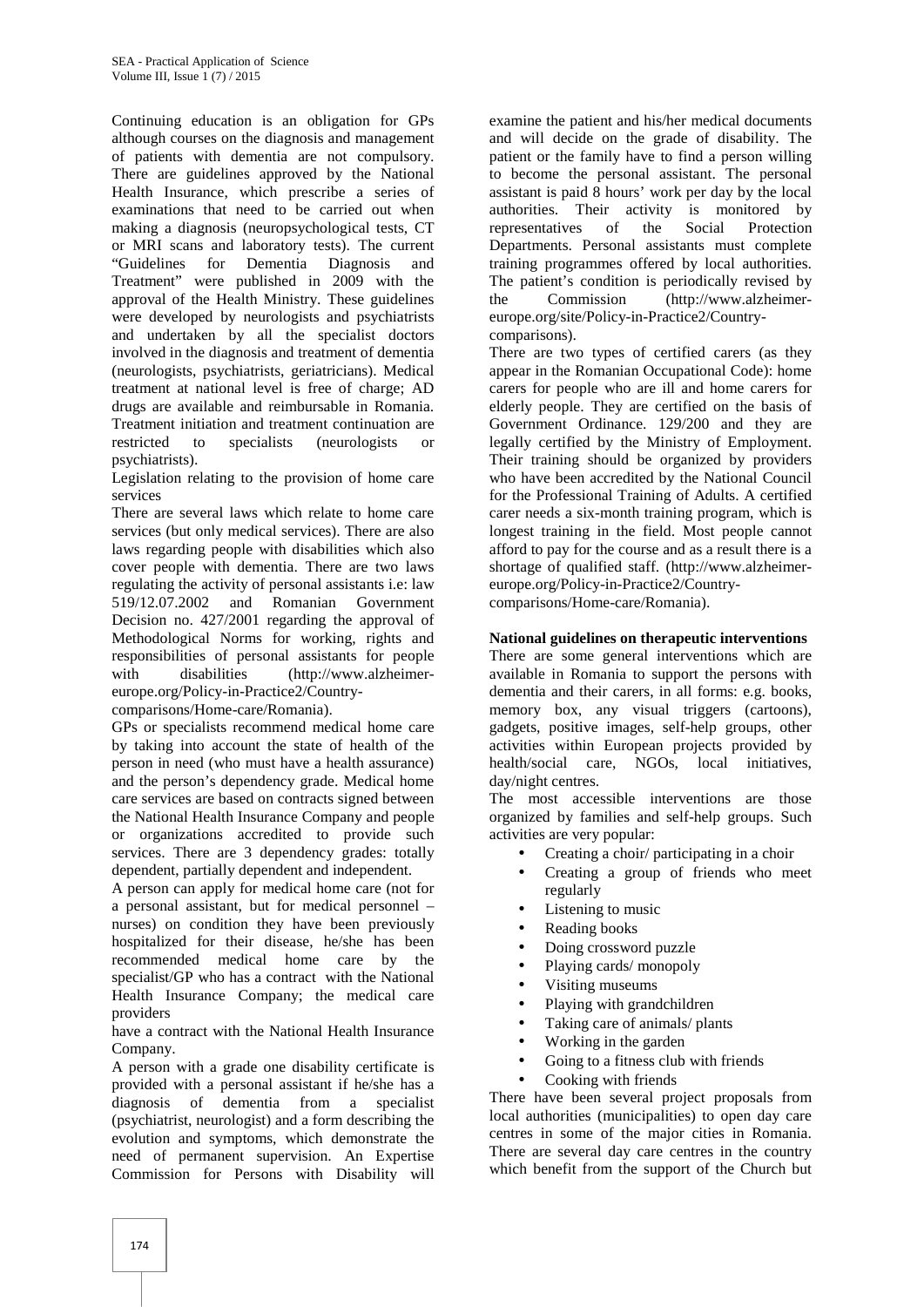Continuing education is an obligation for GPs although courses on the diagnosis and management of patients with dementia are not compulsory. There are guidelines approved by the National Health Insurance, which prescribe a series of examinations that need to be carried out when making a diagnosis (neuropsychological tests, CT or MRI scans and laboratory tests). The current "Guidelines for Dementia Diagnosis and Treatment" were published in 2009 with the approval of the Health Ministry. These guidelines were developed by neurologists and psychiatrists and undertaken by all the specialist doctors involved in the diagnosis and treatment of dementia (neurologists, psychiatrists, geriatricians). Medical treatment at national level is free of charge; AD drugs are available and reimbursable in Romania. Treatment initiation and treatment continuation are restricted to specialists (neurologists or psychiatrists).

Legislation relating to the provision of home care services

There are several laws which relate to home care services (but only medical services). There are also laws regarding people with disabilities which also cover people with dementia. There are two laws regulating the activity of personal assistants i.e: law 519/12.07.2002 and Romanian Government Decision no. 427/2001 regarding the approval of Methodological Norms for working, rights and responsibilities of personal assistants for people with disabilities (http://www.alzheimer-europe.org/Policy-in-Practice2/Country-comparisons/Home-care/Romania).

GPs or specialists recommend medical home care by taking into account the state of health of the person in need (who must have a health assurance) and the person's dependency grade. Medical home care services are based on contracts signed between the National Health Insurance Company and people or organizations accredited to provide such services. There are 3 dependency grades: totally dependent, partially dependent and independent.

A person can apply for medical home care (not for a personal assistant, but for medical personnel – nurses) on condition they have been previously hospitalized for their disease, he/she has been recommended medical home care by the specialist/GP who has a contract with the National Health Insurance Company; the medical care providers have a contract with the National Health Insurance Company.

A person with a grade one disability certificate is provided with a personal assistant if he/she has a diagnosis of dementia from a specialist (psychiatrist, neurologist) and a form describing the evolution and symptoms, which demonstrate the need of permanent supervision. An Expertise Commission for Persons with Disability will examine the patient and his/her medical documents and will decide on the grade of disability. The patient or the family have to find a person willing to become the personal assistant. The personal assistant is paid 8 hours' work per day by the local authorities. Their activity is monitored by representatives of the Social Protection Departments. Personal assistants must complete training programmes offered by local authorities. The patient's condition is periodically revised by the Commission (http://www.alzheimer-europe.org/site/Policy-in-Practice2/Country-comparisons).

There are two types of certified carers (as they appear in the Romanian Occupational Code): home carers for people who are ill and home carers for elderly people. They are certified on the basis of Government Ordinance. 129/200 and they are legally certified by the Ministry of Employment. Their training should be organized by providers who have been accredited by the National Council for the Professional Training of Adults. A certified carer needs a six-month training program, which is longest training in the field. Most people cannot afford to pay for the course and as a result there is a shortage of qualified staff. (http://www.alzheimer-europe.org/Policy-in-Practice2/Country-comparisons/Home-care/Romania).

**National guidelines on therapeutic interventions**

There are some general interventions which are available in Romania to support the persons with dementia and their carers, in all forms: e.g. books, memory box, any visual triggers (cartoons), gadgets, positive images, self-help groups, other activities within European projects provided by health/social care, NGOs, local initiatives, day/night centres.

The most accessible interventions are those organized by families and self-help groups. Such activities are very popular:

- Creating a choir/ participating in a choir
- Creating a group of friends who meet regularly
- Listening to music
- Reading books
- Doing crossword puzzle
- Playing cards/ monopoly
- Visiting museums
- Playing with grandchildren
- Taking care of animals/ plants
- Working in the garden
- Going to a fitness club with friends
- Cooking with friends

There have been several project proposals from local authorities (municipalities) to open day care centres in some of the major cities in Romania. There are several day care centres in the country which benefit from the support of the Church but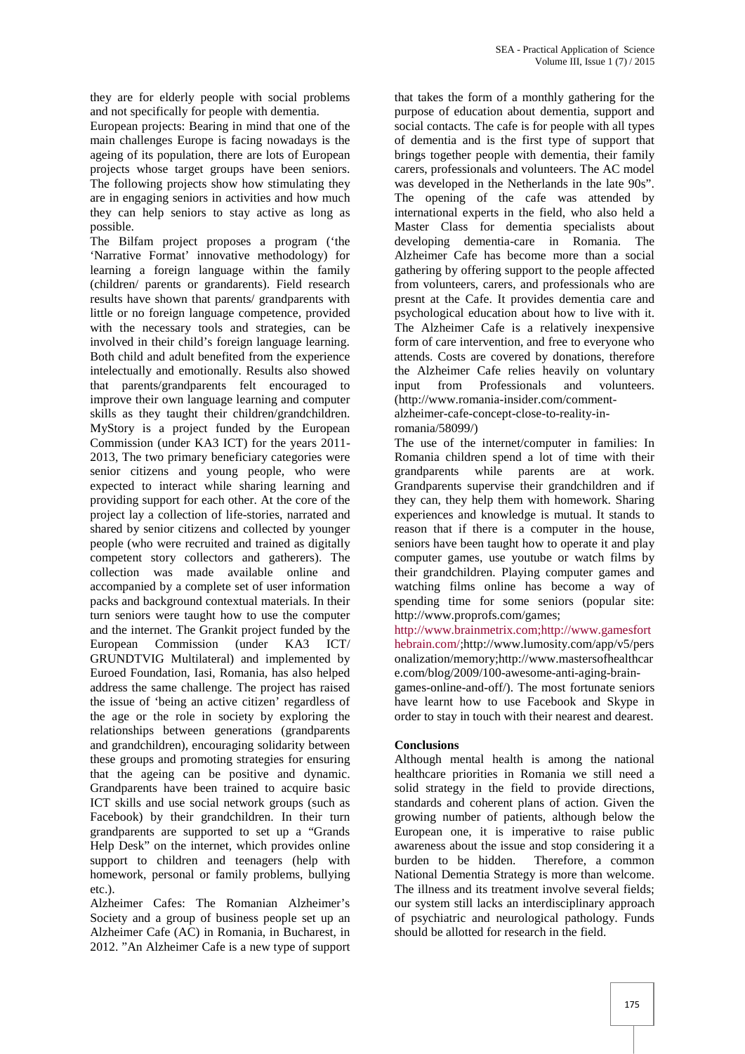they are for elderly people with social problems and not specifically for people with dementia.

European projects: Bearing in mind that one of the main challenges Europe is facing nowadays is the ageing of its population, there are lots of European projects whose target groups have been seniors. The following projects show how stimulating they are in engaging seniors in activities and how much they can help seniors to stay active as long as possible.

The Bilfam project proposes a program ('the 'Narrative Format' innovative methodology) for learning a foreign language within the family (children/ parents or grandarents). Field research results have shown that parents/ grandparents with little or no foreign language competence, provided with the necessary tools and strategies, can be involved in their child's foreign language learning. Both child and adult benefited from the experience intelectually and emotionally. Results also showed that parents/grandparents felt encouraged to improve their own language learning and computer skills as they taught their children/grandchildren. MyStory is a project funded by the European Commission (under KA3 ICT) for the years 2011-2013, The two primary beneficiary categories were senior citizens and young people, who were expected to interact while sharing learning and providing support for each other. At the core of the project lay a collection of life-stories, narrated and shared by senior citizens and collected by younger people (who were recruited and trained as digitally competent story collectors and gatherers). The collection was made available online and accompanied by a complete set of user information packs and background contextual materials. In their turn seniors were taught how to use the computer and the internet. The Grankit project funded by the European Commission (under KA3 ICT/ GRUNDTVIG Multilateral) and implemented by Euroed Foundation, Iasi, Romania, has also helped address the same challenge. The project has raised the issue of 'being an active citizen' regardless of the age or the role in society by exploring the relationships between generations (grandparents and grandchildren), encouraging solidarity between these groups and promoting strategies for ensuring that the ageing can be positive and dynamic. Grandparents have been trained to acquire basic ICT skills and use social network groups (such as Facebook) by their grandchildren. In their turn grandparents are supported to set up a "Grands Help Desk" on the internet, which provides online support to children and teenagers (help with homework, personal or family problems, bullying etc.).

Alzheimer Cafes: The Romanian Alzheimer's Society and a group of business people set up an Alzheimer Cafe (AC) in Romania, in Bucharest, in 2012. "An Alzheimer Cafe is a new type of support that takes the form of a monthly gathering for the purpose of education about dementia, support and social contacts. The cafe is for people with all types of dementia and is the first type of support that brings together people with dementia, their family carers, professionals and volunteers. The AC model was developed in the Netherlands in the late 90s". The opening of the cafe was attended by international experts in the field, who also held a Master Class for dementia specialists about developing dementia-care in Romania. The Alzheimer Cafe has become more than a social gathering by offering support to the people affected from volunteers, carers, and professionals who are presnt at the Cafe. It provides dementia care and psychological education about how to live with it. The Alzheimer Cafe is a relatively inexpensive form of care intervention, and free to everyone who attends. Costs are covered by donations, therefore the Alzheimer Cafe relies heavily on voluntary input from Professionals and volunteers. (http://www.romania-insider.com/comment-alzheimer-cafe-concept-close-to-reality-in-romania/58099/)

The use of the internet/computer in families: In Romania children spend a lot of time with their grandparents while parents are at work. Grandparents supervise their grandchildren and if they can, they help them with homework. Sharing experiences and knowledge is mutual. It stands to reason that if there is a computer in the house, seniors have been taught how to operate it and play computer games, use youtube or watch films by their grandchildren. Playing computer games and watching films online has become a way of spending time for some seniors (popular site: http://www.proprofs.com/games; http://www.brainmetrix.com;http://www.gamesforthebrain.com/;http://www.lumosity.com/app/v5/personalization/memory;http://www.mastersofhealthcare.com/blog/2009/100-awesome-anti-aging-brain-games-online-and-off/). The most fortunate seniors have learnt how to use Facebook and Skype in order to stay in touch with their nearest and dearest.

## Conclusions

Although mental health is among the national healthcare priorities in Romania we still need a solid strategy in the field to provide directions, standards and coherent plans of action. Given the growing number of patients, although below the European one, it is imperative to raise public awareness about the issue and stop considering it a burden to be hidden. Therefore, a common National Dementia Strategy is more than welcome. The illness and its treatment involve several fields; our system still lacks an interdisciplinary approach of psychiatric and neurological pathology. Funds should be allotted for research in the field.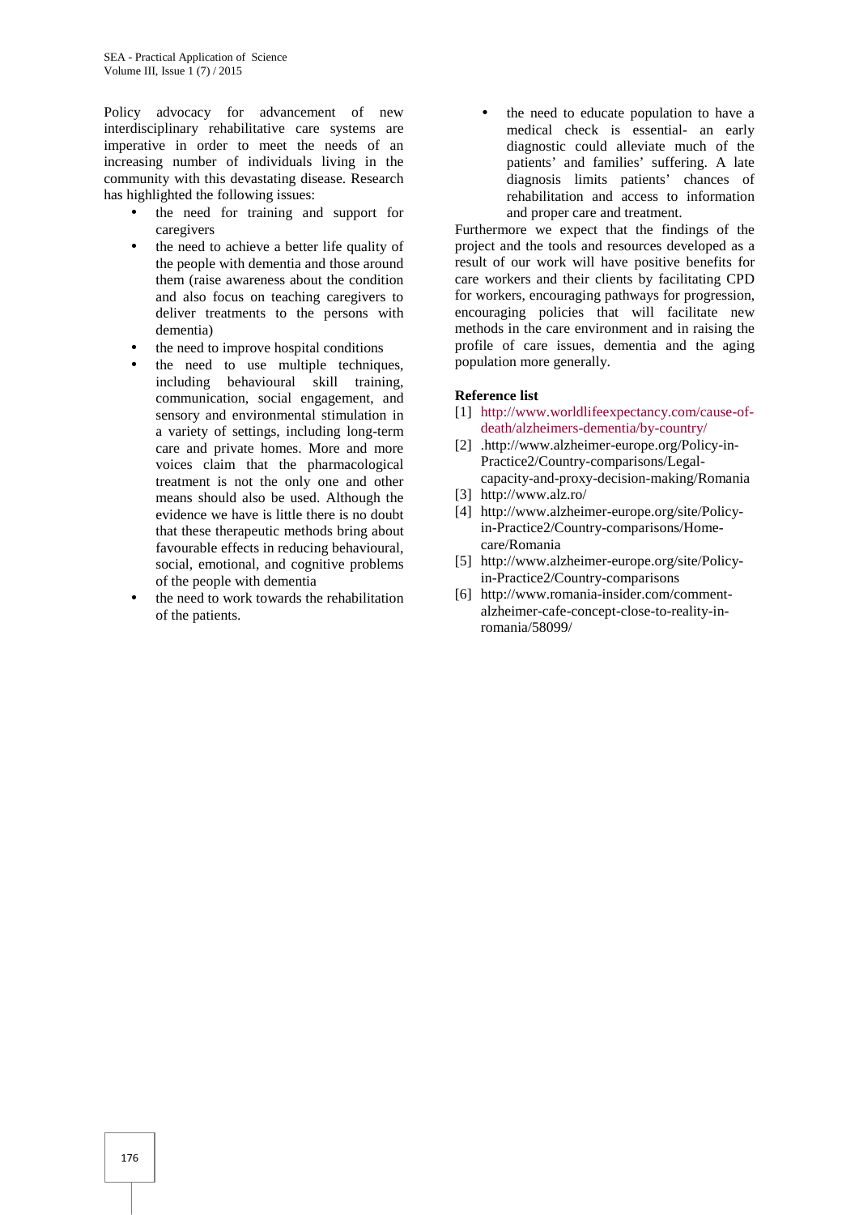Policy advocacy for advancement of new interdisciplinary rehabilitative care systems are imperative in order to meet the needs of an increasing number of individuals living in the community with this devastating disease. Research has highlighted the following issues:

- the need for training and support for caregivers
- the need to achieve a better life quality of the people with dementia and those around them (raise awareness about the condition and also focus on teaching caregivers to deliver treatments to the persons with dementia)
- the need to improve hospital conditions
- the need to use multiple techniques, including behavioural skill training, communication, social engagement, and sensory and environmental stimulation in a variety of settings, including long-term care and private homes. More and more voices claim that the pharmacological treatment is not the only one and other means should also be used. Although the evidence we have is little there is no doubt that these therapeutic methods bring about favourable effects in reducing behavioural, social, emotional, and cognitive problems of the people with dementia
- the need to work towards the rehabilitation of the patients.
- the need to educate population to have a medical check is essential- an early diagnostic could alleviate much of the patients' and families' suffering. A late diagnosis limits patients' chances of rehabilitation and access to information and proper care and treatment.

Furthermore we expect that the findings of the project and the tools and resources developed as a result of our work will have positive benefits for care workers and their clients by facilitating CPD for workers, encouraging pathways for progression, encouraging policies that will facilitate new methods in the care environment and in raising the profile of care issues, dementia and the aging population more generally.

**Reference list**

[1] http://www.worldlifeexpectancy.com/cause-of-death/alzheimers-dementia/by-country/

[2] .http://www.alzheimer-europe.org/Policy-in-Practice2/Country-comparisons/Legal-capacity-and-proxy-decision-making/Romania

[3] http://www.alz.ro/

[4] http://www.alzheimer-europe.org/site/Policy-in-Practice2/Country-comparisons/Home-care/Romania

[5] http://www.alzheimer-europe.org/site/Policy-in-Practice2/Country-comparisons

[6] http://www.romania-insider.com/comment-alzheimer-cafe-concept-close-to-reality-in-romania/58099/